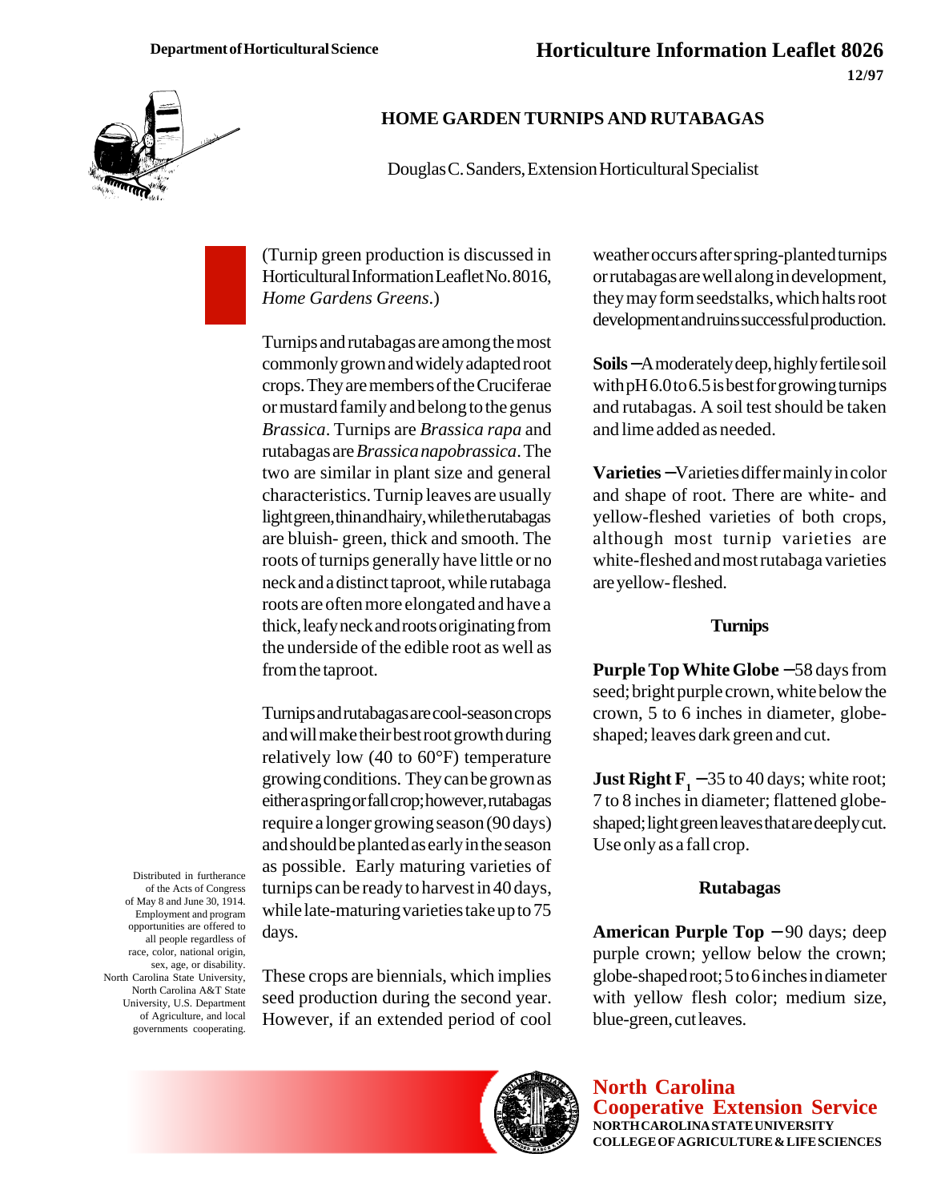Department of Horticultural Science

# Horticulture Information Leaflet 8026

12/97

## HOME GARDEN TURNIPS AND RUTABAGAS

Douglas C. Sanders, Extension Horticultural Specialist

(Turnip green production is discussed in Horticultural Information Leaflet No. 8016, *Home Gardens Greens*.)

Turnips and rutabagas are among the most commonly grown and widely adapted root crops. They are members of the Cruciferae or mustard family and belong to the genus *Brassica*. Turnips are *Brassica rapa* and rutabagas are *Brassica napobrassica*. The two are similar in plant size and general characteristics. Turnip leaves are usually light green, thin and hairy, while the rutabagas are bluish- green, thick and smooth. The roots of turnips generally have little or no neck and a distinct taproot, while rutabaga roots are often more elongated and have a thick, leafy neck and roots originating from the underside of the edible root as well as from the taproot.

Turnips and rutabagas are cool-season crops and will make their best root growth during relatively low (40 to 60°F) temperature growing conditions. They can be grown as either a spring or fall crop; however, rutabagas require a longer growing season (90 days) and should be planted as early in the season as possible. Early maturing varieties of turnips can be ready to harvest in 40 days, while late-maturing varieties take up to 75 days.

These crops are biennials, which implies seed production during the second year. However, if an extended period of cool weather occurs after spring-planted turnips or rutabagas are well along in development, they may form seedstalks, which halts root development and ruins successful production.

**Soils** – A moderately deep, highly fertile soil with pH 6.0 to 6.5 is best for growing turnips and rutabagas. A soil test should be taken and lime added as needed.

**Varieties** – Varieties differ mainly in color and shape of root. There are white- and yellow-fleshed varieties of both crops, although most turnip varieties are white-fleshed and most rutabaga varieties are yellow- fleshed.

### Turnips

**Purple Top White Globe** – 58 days from seed; bright purple crown, white below the crown, 5 to 6 inches in diameter, globe-shaped; leaves dark green and cut.

**Just Right $F_1$** – 35 to 40 days; white root; 7 to 8 inches in diameter; flattened globe-shaped; light green leaves that are deeply cut. Use only as a fall crop.

### Rutabagas

**American Purple Top** – 90 days; deep purple crown; yellow below the crown; globe-shaped root; 5 to 6 inches in diameter with yellow flesh color; medium size, blue-green, cut leaves.

Distributed in furtherance of the Acts of Congress of May 8 and June 30, 1914. Employment and program opportunities are offered to all people regardless of race, color, national origin, sex, age, or disability. North Carolina State University, North Carolina A&T State University, U.S. Department of Agriculture, and local governments cooperating.

**North Carolina Cooperative Extension Service**
NORTH CAROLINA STATE UNIVERSITY
COLLEGE OF AGRICULTURE & LIFE SCIENCES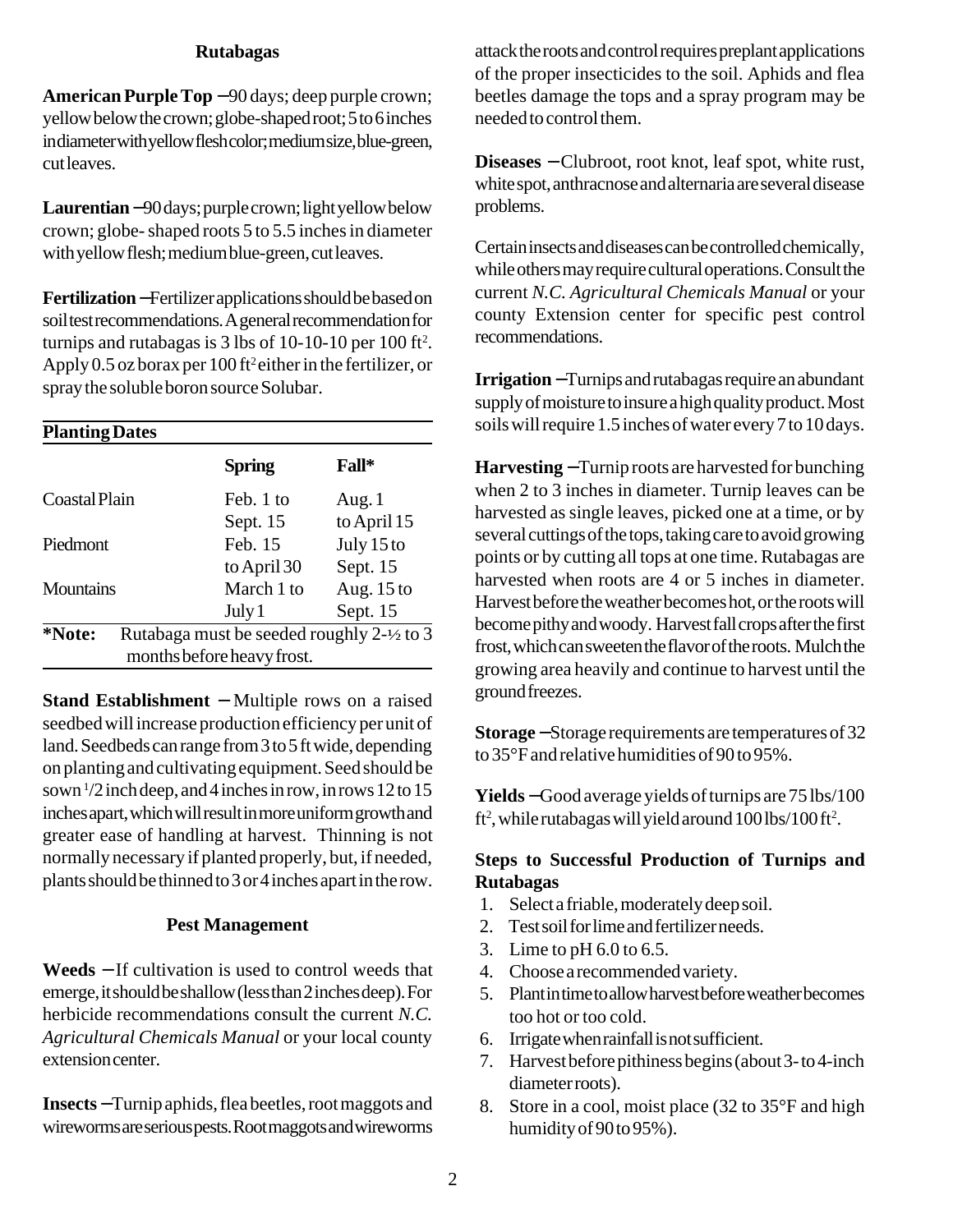### Rutabagas

**American Purple Top** – 90 days; deep purple crown; yellow below the crown; globe-shaped root; 5 to 6 inches in diameter with yellow flesh color; medium size, blue-green, cut leaves.

**Laurentian** – 90 days; purple crown; light yellow below crown; globe- shaped roots 5 to 5.5 inches in diameter with yellow flesh; medium blue-green, cut leaves.

**Fertilization** – Fertilizer applications should be based on soil test recommendations. A general recommendation for turnips and rutabagas is 3 lbs of 10-10-10 per 100 ft$^2$. Apply 0.5 oz borax per 100 ft$^2$ either in the fertilizer, or spray the soluble boron source Solubar.

**Planting Dates**

| | Spring | Fall* |
|---|---|---|
| Coastal Plain | Feb. 1 to Sept. 15 | Aug. 1 to April 15 |
| Piedmont | Feb. 15 to April 30 | July 15 to Sept. 15 |
| Mountains | March 1 to July 1 | Aug. 15 to Sept. 15 |

**\*Note:** Rutabaga must be seeded roughly 2-½ to 3 months before heavy frost.

**Stand Establishment** – Multiple rows on a raised seedbed will increase production efficiency per unit of land. Seedbeds can range from 3 to 5 ft wide, depending on planting and cultivating equipment. Seed should be sown 1/2 inch deep, and 4 inches in row, in rows 12 to 15 inches apart, which will result in more uniform growth and greater ease of handling at harvest. Thinning is not normally necessary if planted properly, but, if needed, plants should be thinned to 3 or 4 inches apart in the row.

### Pest Management

**Weeds** – If cultivation is used to control weeds that emerge, it should be shallow (less than 2 inches deep). For herbicide recommendations consult the current *N.C. Agricultural Chemicals Manual* or your local county extension center.

**Insects** – Turnip aphids, flea beetles, root maggots and wireworms are serious pests. Root maggots and wireworms attack the roots and control requires preplant applications of the proper insecticides to the soil. Aphids and flea beetles damage the tops and a spray program may be needed to control them.

**Diseases** – Clubroot, root knot, leaf spot, white rust, white spot, anthracnose and alternaria are several disease problems.

Certain insects and diseases can be controlled chemically, while others may require cultural operations. Consult the current *N.C. Agricultural Chemicals Manual* or your county Extension center for specific pest control recommendations.

**Irrigation** – Turnips and rutabagas require an abundant supply of moisture to insure a high quality product. Most soils will require 1.5 inches of water every 7 to 10 days.

**Harvesting** – Turnip roots are harvested for bunching when 2 to 3 inches in diameter. Turnip leaves can be harvested as single leaves, picked one at a time, or by several cuttings of the tops, taking care to avoid growing points or by cutting all tops at one time. Rutabagas are harvested when roots are 4 or 5 inches in diameter. Harvest before the weather becomes hot, or the roots will become pithy and woody. Harvest fall crops after the first frost, which can sweeten the flavor of the roots. Mulch the growing area heavily and continue to harvest until the ground freezes.

**Storage** – Storage requirements are temperatures of 32 to 35°F and relative humidities of 90 to 95%.

**Yields** – Good average yields of turnips are 75 lbs/100 ft$^2$, while rutabagas will yield around 100 lbs/100 ft$^2$.

### Steps to Successful Production of Turnips and Rutabagas

1. Select a friable, moderately deep soil.
2. Test soil for lime and fertilizer needs.
3. Lime to pH 6.0 to 6.5.
4. Choose a recommended variety.
5. Plant in time to allow harvest before weather becomes too hot or too cold.
6. Irrigate when rainfall is not sufficient.
7. Harvest before pithiness begins (about 3- to 4-inch diameter roots).
8. Store in a cool, moist place (32 to 35°F and high humidity of 90 to 95%).